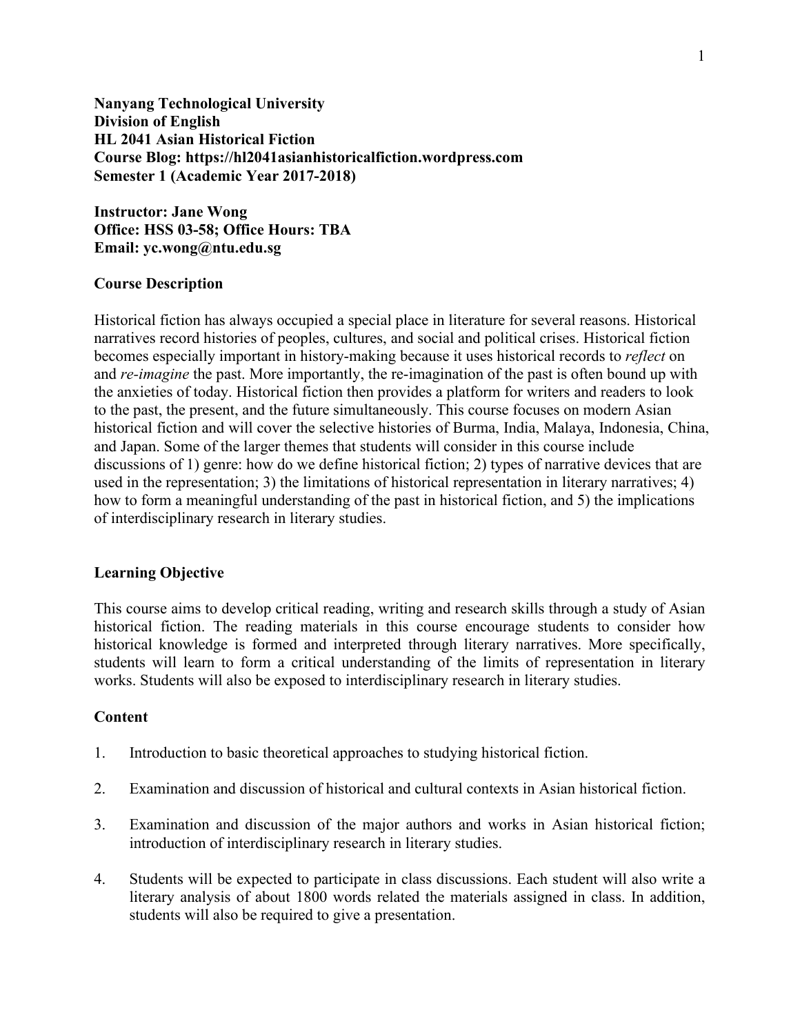**Nanyang Technological University**
**Division of English**
**HL 2041 Asian Historical Fiction**
**Course Blog: https://hl2041asianhistoricalfiction.wordpress.com**
**Semester 1 (Academic Year 2017-2018)**

**Instructor: Jane Wong**
**Office: HSS 03-58; Office Hours: TBA**
**Email: yc.wong@ntu.edu.sg**

## Course Description

Historical fiction has always occupied a special place in literature for several reasons. Historical narratives record histories of peoples, cultures, and social and political crises. Historical fiction becomes especially important in history-making because it uses historical records to *reflect* on and *re-imagine* the past. More importantly, the re-imagination of the past is often bound up with the anxieties of today. Historical fiction then provides a platform for writers and readers to look to the past, the present, and the future simultaneously. This course focuses on modern Asian historical fiction and will cover the selective histories of Burma, India, Malaya, Indonesia, China, and Japan. Some of the larger themes that students will consider in this course include discussions of 1) genre: how do we define historical fiction; 2) types of narrative devices that are used in the representation; 3) the limitations of historical representation in literary narratives; 4) how to form a meaningful understanding of the past in historical fiction, and 5) the implications of interdisciplinary research in literary studies.

## Learning Objective

This course aims to develop critical reading, writing and research skills through a study of Asian historical fiction. The reading materials in this course encourage students to consider how historical knowledge is formed and interpreted through literary narratives. More specifically, students will learn to form a critical understanding of the limits of representation in literary works. Students will also be exposed to interdisciplinary research in literary studies.

## Content

1. Introduction to basic theoretical approaches to studying historical fiction.

2. Examination and discussion of historical and cultural contexts in Asian historical fiction.

3. Examination and discussion of the major authors and works in Asian historical fiction; introduction of interdisciplinary research in literary studies.

4. Students will be expected to participate in class discussions. Each student will also write a literary analysis of about 1800 words related the materials assigned in class. In addition, students will also be required to give a presentation.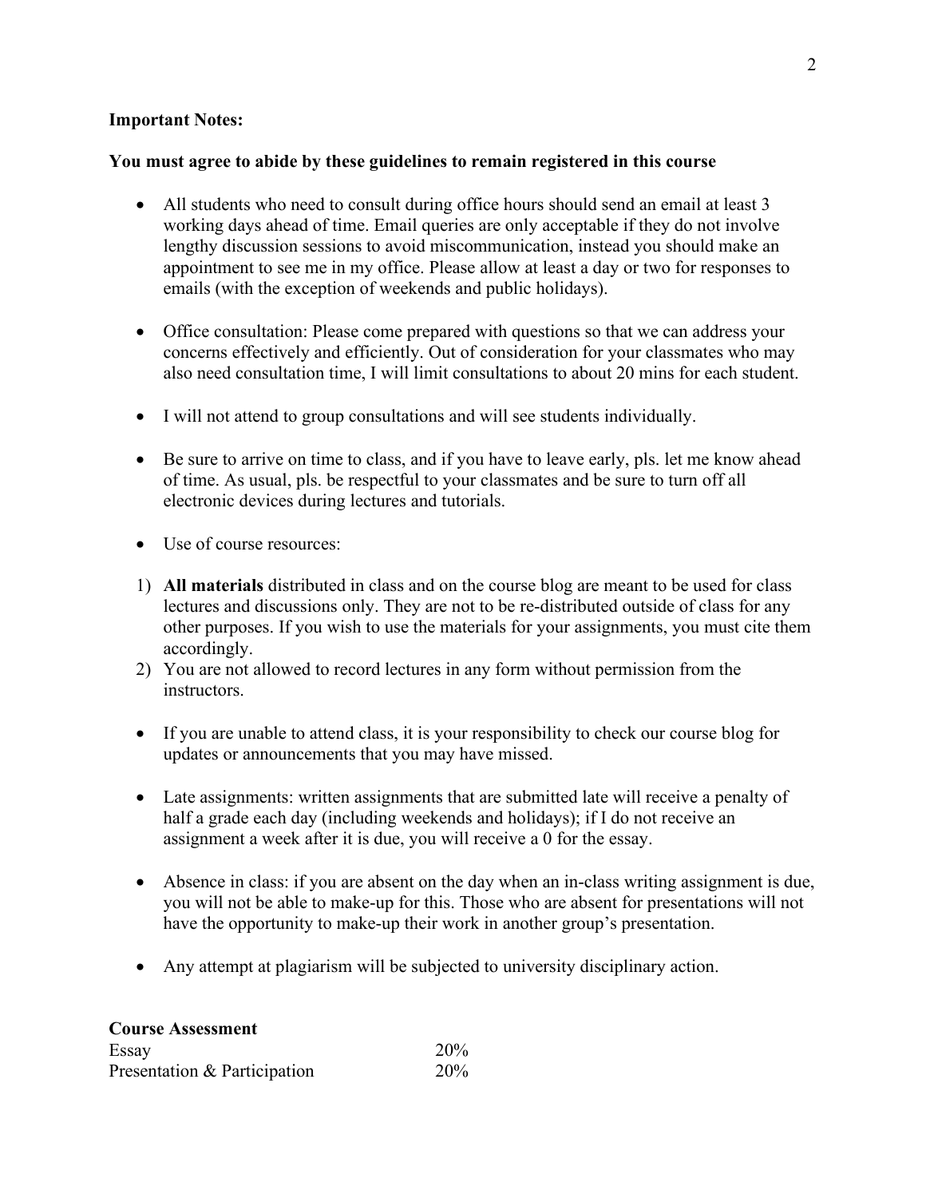**Important Notes:**

**You must agree to abide by these guidelines to remain registered in this course**

- All students who need to consult during office hours should send an email at least 3 working days ahead of time. Email queries are only acceptable if they do not involve lengthy discussion sessions to avoid miscommunication, instead you should make an appointment to see me in my office. Please allow at least a day or two for responses to emails (with the exception of weekends and public holidays).

- Office consultation: Please come prepared with questions so that we can address your concerns effectively and efficiently. Out of consideration for your classmates who may also need consultation time, I will limit consultations to about 20 mins for each student.

- I will not attend to group consultations and will see students individually.

- Be sure to arrive on time to class, and if you have to leave early, pls. let me know ahead of time. As usual, pls. be respectful to your classmates and be sure to turn off all electronic devices during lectures and tutorials.

- Use of course resources:

1) **All materials** distributed in class and on the course blog are meant to be used for class lectures and discussions only. They are not to be re-distributed outside of class for any other purposes. If you wish to use the materials for your assignments, you must cite them accordingly.
2) You are not allowed to record lectures in any form without permission from the instructors.

- If you are unable to attend class, it is your responsibility to check our course blog for updates or announcements that you may have missed.

- Late assignments: written assignments that are submitted late will receive a penalty of half a grade each day (including weekends and holidays); if I do not receive an assignment a week after it is due, you will receive a 0 for the essay.

- Absence in class: if you are absent on the day when an in-class writing assignment is due, you will not be able to make-up for this. Those who are absent for presentations will not have the opportunity to make-up their work in another group's presentation.

- Any attempt at plagiarism will be subjected to university disciplinary action.

**Course Assessment**

| | |
|---|---|
| Essay | 20% |
| Presentation & Participation | 20% |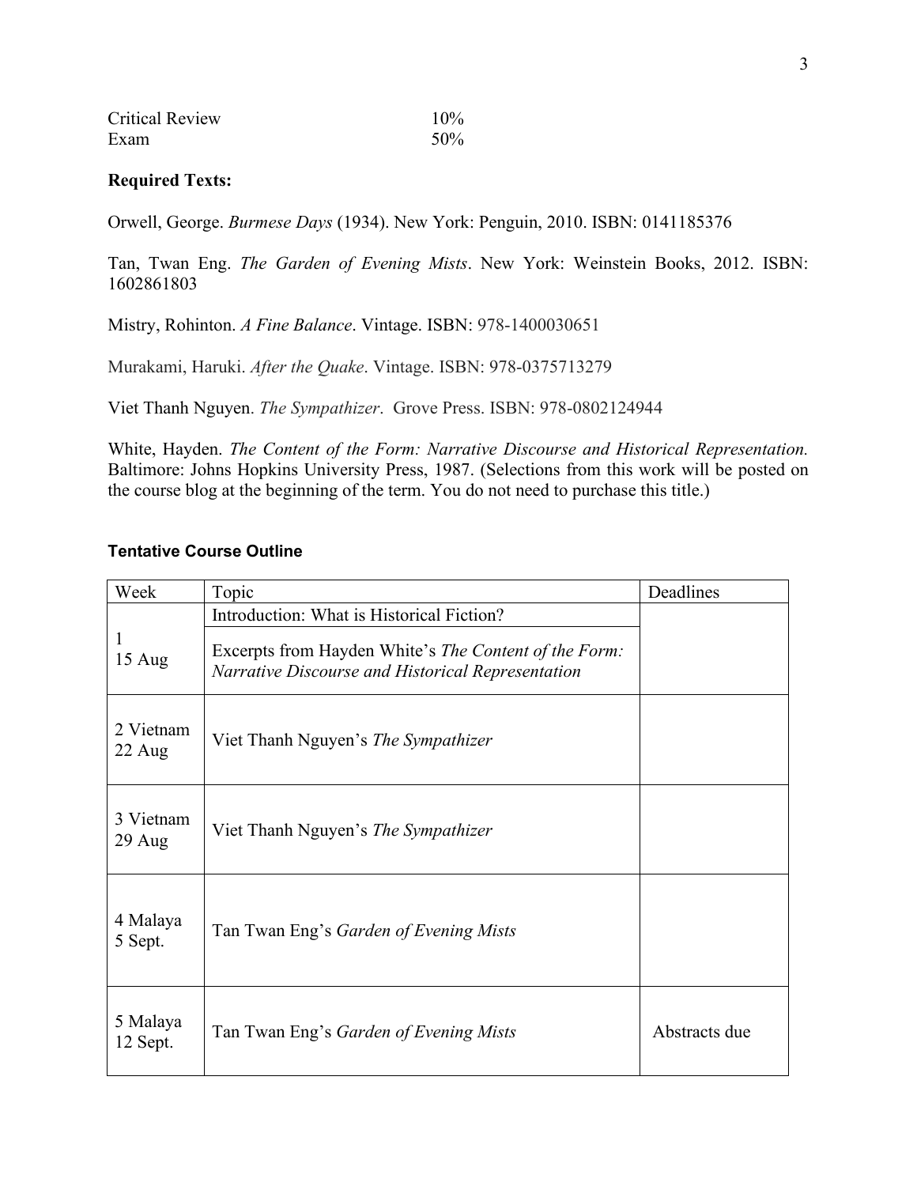| | |
|---|---|
| Critical Review | 10% |
| Exam | 50% |

**Required Texts:**

Orwell, George. *Burmese Days* (1934). New York: Penguin, 2010. ISBN: 0141185376

Tan, Twan Eng. *The Garden of Evening Mists*. New York: Weinstein Books, 2012. ISBN: 1602861803

Mistry, Rohinton. *A Fine Balance*. Vintage. ISBN: 978-1400030651

Murakami, Haruki. *After the Quake*. Vintage. ISBN: 978-0375713279

Viet Thanh Nguyen. *The Sympathizer*. Grove Press. ISBN: 978-0802124944

White, Hayden. *The Content of the Form: Narrative Discourse and Historical Representation.* Baltimore: Johns Hopkins University Press, 1987. (Selections from this work will be posted on the course blog at the beginning of the term. You do not need to purchase this title.)

### Tentative Course Outline

| Week | Topic | Deadlines |
|---|---|---|
| 1<br>15 Aug | Introduction: What is Historical Fiction?<br><br>Excerpts from Hayden White's *The Content of the Form: Narrative Discourse and Historical Representation* | |
| 2 Vietnam<br>22 Aug | Viet Thanh Nguyen's *The Sympathizer* | |
| 3 Vietnam<br>29 Aug | Viet Thanh Nguyen's *The Sympathizer* | |
| 4 Malaya<br>5 Sept. | Tan Twan Eng's *Garden of Evening Mists* | |
| 5 Malaya<br>12 Sept. | Tan Twan Eng's *Garden of Evening Mists* | Abstracts due |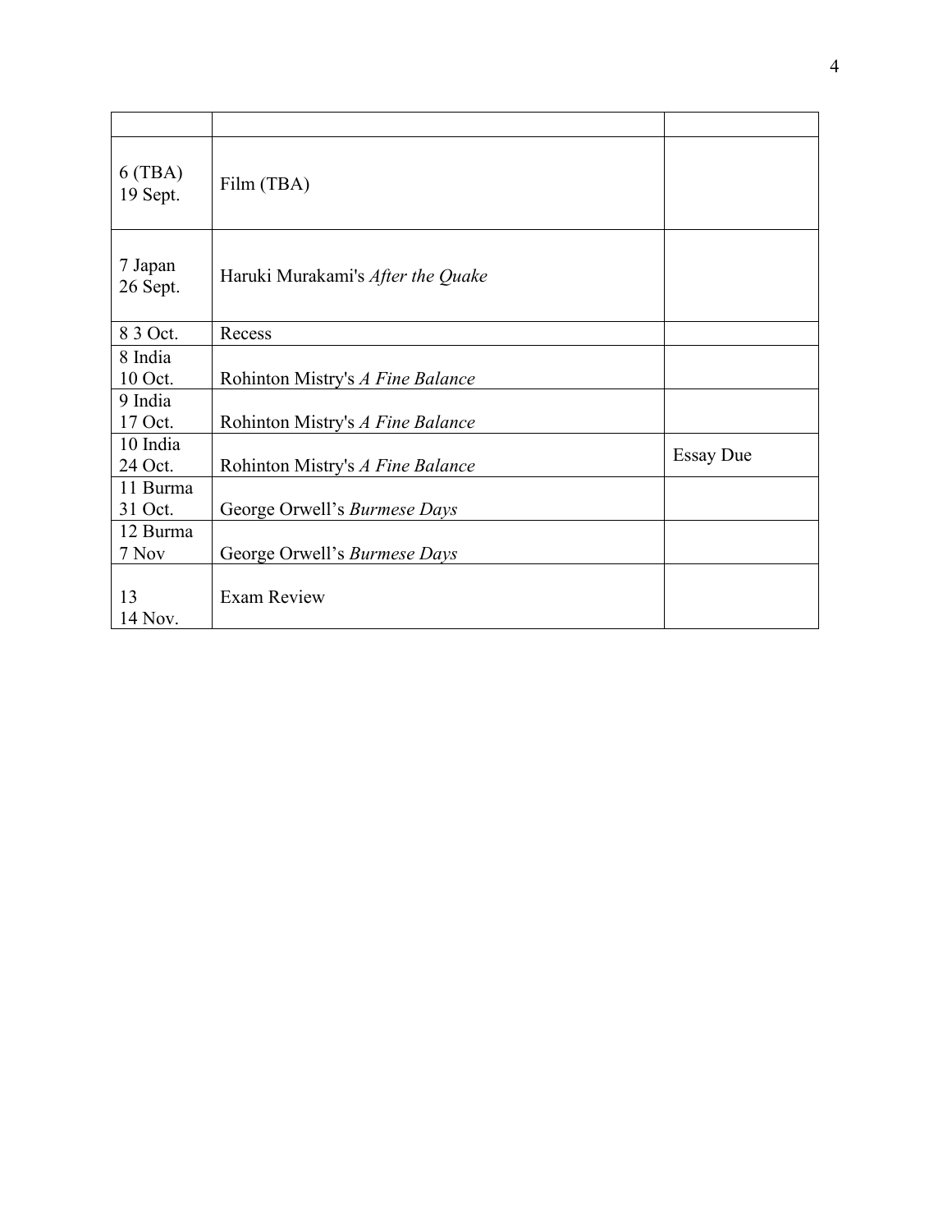| | | |
|---|---|---|
| 6 (TBA) 19 Sept. | Film (TBA) | |
| 7 Japan 26 Sept. | Haruki Murakami's *After the Quake* | |
| 8 3 Oct. | Recess | |
| 8 India 10 Oct. | Rohinton Mistry's *A Fine Balance* | |
| 9 India 17 Oct. | Rohinton Mistry's *A Fine Balance* | |
| 10 India 24 Oct. | Rohinton Mistry's *A Fine Balance* | Essay Due |
| 11 Burma 31 Oct. | George Orwell's *Burmese Days* | |
| 12 Burma 7 Nov | George Orwell's *Burmese Days* | |
| 13 14 Nov. | Exam Review | |